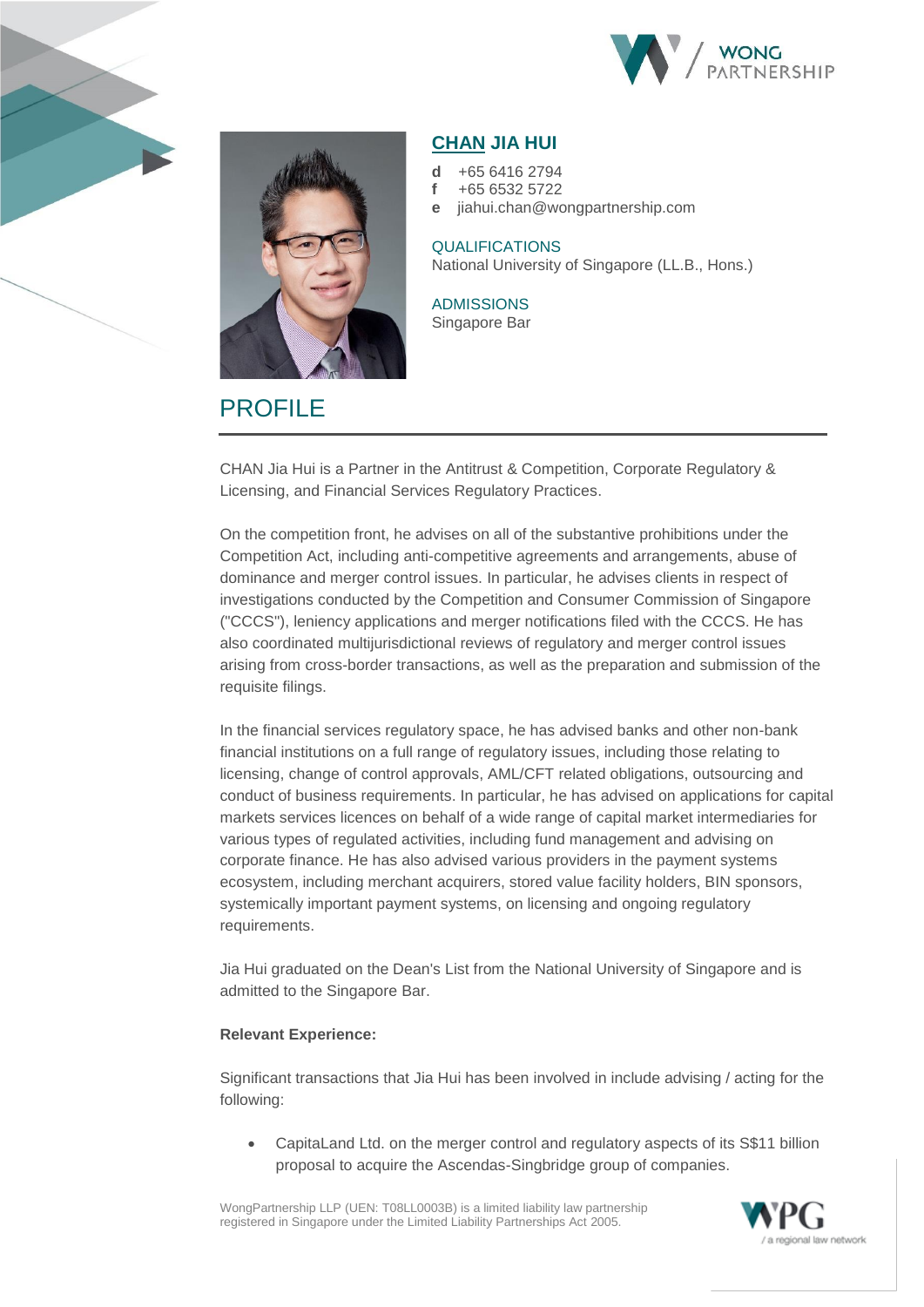# CHAN JIA HUI

**d** +65 6416 2794
**f** +65 6532 5722
**e** jiahui.chan@wongpartnership.com

QUALIFICATIONS
National University of Singapore (LL.B., Hons.)

ADMISSIONS
Singapore Bar

## PROFILE

CHAN Jia Hui is a Partner in the Antitrust & Competition, Corporate Regulatory & Licensing, and Financial Services Regulatory Practices.

On the competition front, he advises on all of the substantive prohibitions under the Competition Act, including anti-competitive agreements and arrangements, abuse of dominance and merger control issues. In particular, he advises clients in respect of investigations conducted by the Competition and Consumer Commission of Singapore ("CCCS"), leniency applications and merger notifications filed with the CCCS. He has also coordinated multijurisdictional reviews of regulatory and merger control issues arising from cross-border transactions, as well as the preparation and submission of the requisite filings.

In the financial services regulatory space, he has advised banks and other non-bank financial institutions on a full range of regulatory issues, including those relating to licensing, change of control approvals, AML/CFT related obligations, outsourcing and conduct of business requirements. In particular, he has advised on applications for capital markets services licences on behalf of a wide range of capital market intermediaries for various types of regulated activities, including fund management and advising on corporate finance. He has also advised various providers in the payment systems ecosystem, including merchant acquirers, stored value facility holders, BIN sponsors, systemically important payment systems, on licensing and ongoing regulatory requirements.

Jia Hui graduated on the Dean's List from the National University of Singapore and is admitted to the Singapore Bar.

**Relevant Experience:**

Significant transactions that Jia Hui has been involved in include advising / acting for the following:

- CapitaLand Ltd. on the merger control and regulatory aspects of its S$11 billion proposal to acquire the Ascendas-Singbridge group of companies.

WongPartnership LLP (UEN: T08LL0003B) is a limited liability law partnership registered in Singapore under the Limited Liability Partnerships Act 2005.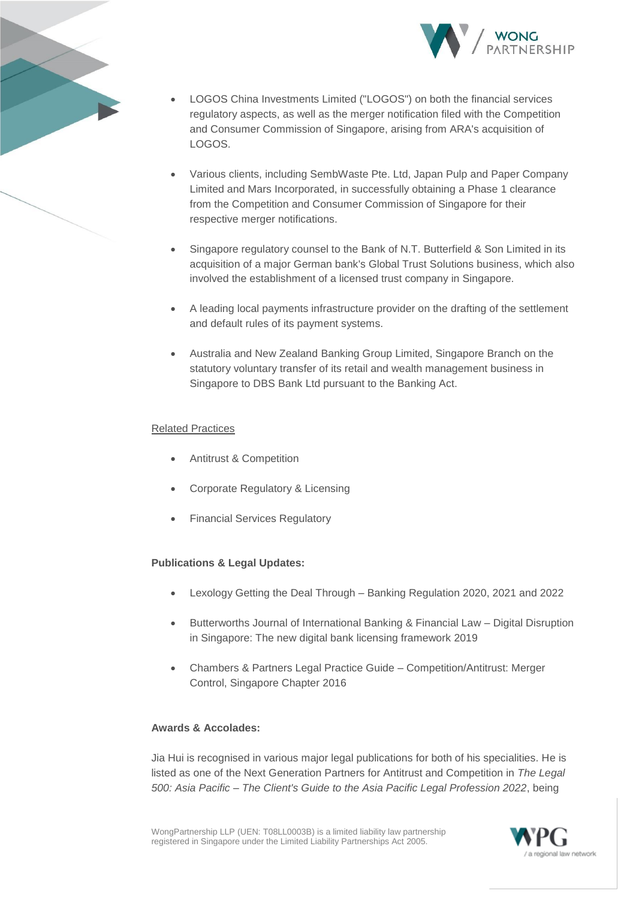- LOGOS China Investments Limited ("LOGOS") on both the financial services regulatory aspects, as well as the merger notification filed with the Competition and Consumer Commission of Singapore, arising from ARA's acquisition of LOGOS.
- Various clients, including SembWaste Pte. Ltd, Japan Pulp and Paper Company Limited and Mars Incorporated, in successfully obtaining a Phase 1 clearance from the Competition and Consumer Commission of Singapore for their respective merger notifications.
- Singapore regulatory counsel to the Bank of N.T. Butterfield & Son Limited in its acquisition of a major German bank's Global Trust Solutions business, which also involved the establishment of a licensed trust company in Singapore.
- A leading local payments infrastructure provider on the drafting of the settlement and default rules of its payment systems.
- Australia and New Zealand Banking Group Limited, Singapore Branch on the statutory voluntary transfer of its retail and wealth management business in Singapore to DBS Bank Ltd pursuant to the Banking Act.

Related Practices

- Antitrust & Competition
- Corporate Regulatory & Licensing
- Financial Services Regulatory

**Publications & Legal Updates:**

- Lexology Getting the Deal Through – Banking Regulation 2020, 2021 and 2022
- Butterworths Journal of International Banking & Financial Law – Digital Disruption in Singapore: The new digital bank licensing framework 2019
- Chambers & Partners Legal Practice Guide – Competition/Antitrust: Merger Control, Singapore Chapter 2016

**Awards & Accolades:**

Jia Hui is recognised in various major legal publications for both of his specialities. He is listed as one of the Next Generation Partners for Antitrust and Competition in *The Legal 500: Asia Pacific – The Client's Guide to the Asia Pacific Legal Profession 2022*, being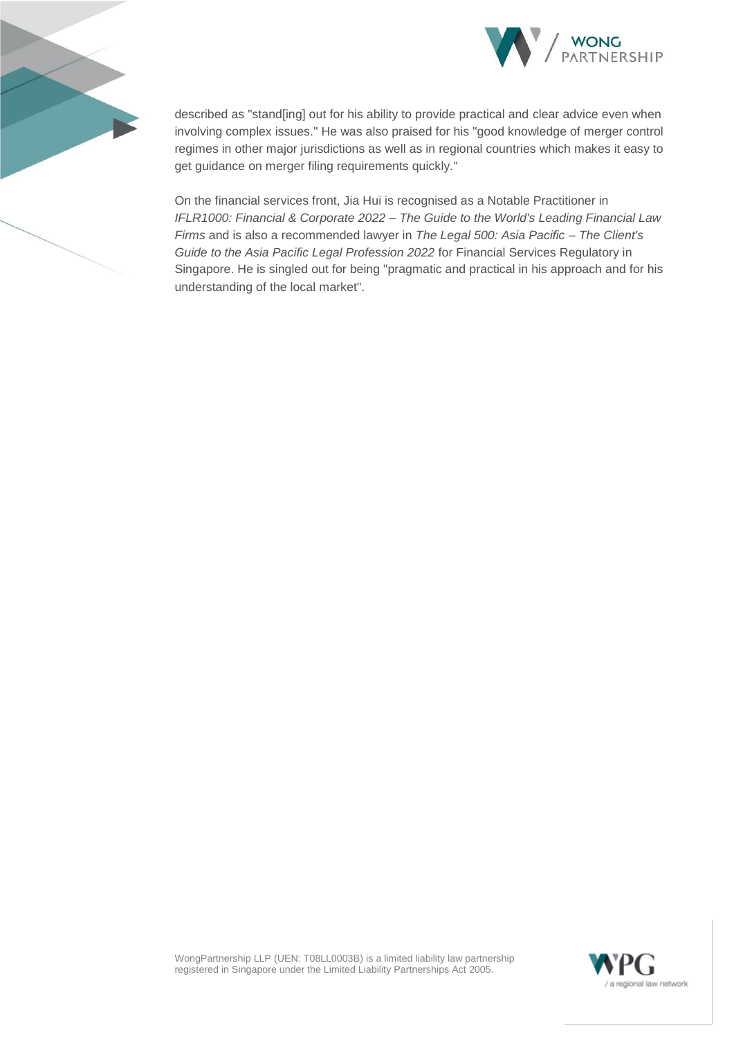described as "stand[ing] out for his ability to provide practical and clear advice even when involving complex issues." He was also praised for his "good knowledge of merger control regimes in other major jurisdictions as well as in regional countries which makes it easy to get guidance on merger filing requirements quickly."

On the financial services front, Jia Hui is recognised as a Notable Practitioner in *IFLR1000: Financial & Corporate 2022 – The Guide to the World's Leading Financial Law Firms* and is also a recommended lawyer in *The Legal 500: Asia Pacific – The Client's Guide to the Asia Pacific Legal Profession 2022* for Financial Services Regulatory in Singapore. He is singled out for being "pragmatic and practical in his approach and for his understanding of the local market".

WongPartnership LLP (UEN: T08LL0003B) is a limited liability law partnership registered in Singapore under the Limited Liability Partnerships Act 2005.